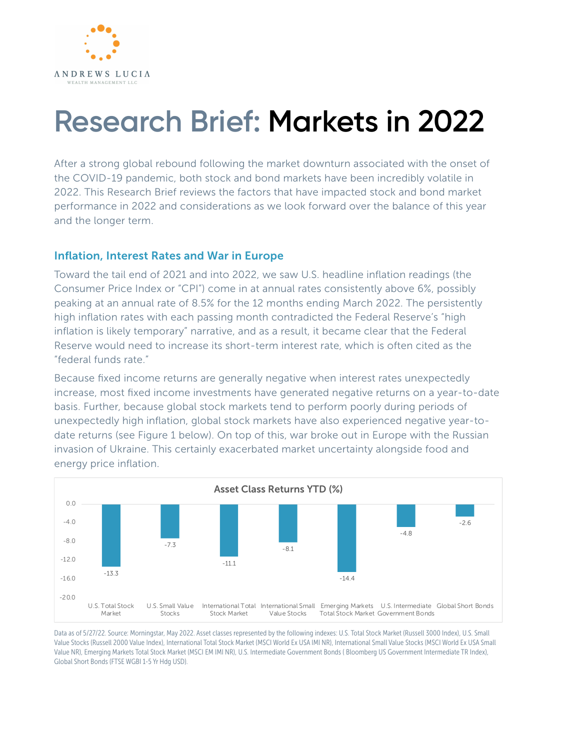ANDREWS LUCIA
WEALTH MANAGEMENT LLC

# Research Brief: Markets in 2022

After a strong global rebound following the market downturn associated with the onset of the COVID-19 pandemic, both stock and bond markets have been incredibly volatile in 2022. This Research Brief reviews the factors that have impacted stock and bond market performance in 2022 and considerations as we look forward over the balance of this year and the longer term.

## Inflation, Interest Rates and War in Europe

Toward the tail end of 2021 and into 2022, we saw U.S. headline inflation readings (the Consumer Price Index or "CPI") come in at annual rates consistently above 6%, possibly peaking at an annual rate of 8.5% for the 12 months ending March 2022. The persistently high inflation rates with each passing month contradicted the Federal Reserve's "high inflation is likely temporary" narrative, and as a result, it became clear that the Federal Reserve would need to increase its short-term interest rate, which is often cited as the "federal funds rate."

Because fixed income returns are generally negative when interest rates unexpectedly increase, most fixed income investments have generated negative returns on a year-to-date basis. Further, because global stock markets tend to perform poorly during periods of unexpectedly high inflation, global stock markets have also experienced negative year-to-date returns (see Figure 1 below). On top of this, war broke out in Europe with the Russian invasion of Ukraine. This certainly exacerbated market uncertainty alongside food and energy price inflation.

**Asset Class Returns YTD (%)**

| Asset Class | Return YTD (%) |
| --- | --- |
| U.S. Total Stock Market | -13.3 |
| U.S. Small Value Stocks | -7.3 |
| International Total Stock Market | -11.1 |
| International Small Value Stocks | -8.1 |
| Emerging Markets Total Stock Market | -14.4 |
| U.S. Intermediate Government Bonds | -4.8 |
| Global Short Bonds | -2.6 |

Data as of 5/27/22. Source: Morningstar, May 2022. Asset classes represented by the following indexes: U.S. Total Stock Market (Russell 3000 Index), U.S. Small Value Stocks (Russell 2000 Value Index), International Total Stock Market (MSCI World Ex USA IMI NR), International Small Value Stocks (MSCI World Ex USA Small Value NR), Emerging Markets Total Stock Market (MSCI EM IMI NR), U.S. Intermediate Government Bonds ( Bloomberg US Government Intermediate TR Index), Global Short Bonds (FTSE WGBI 1-5 Yr Hdg USD).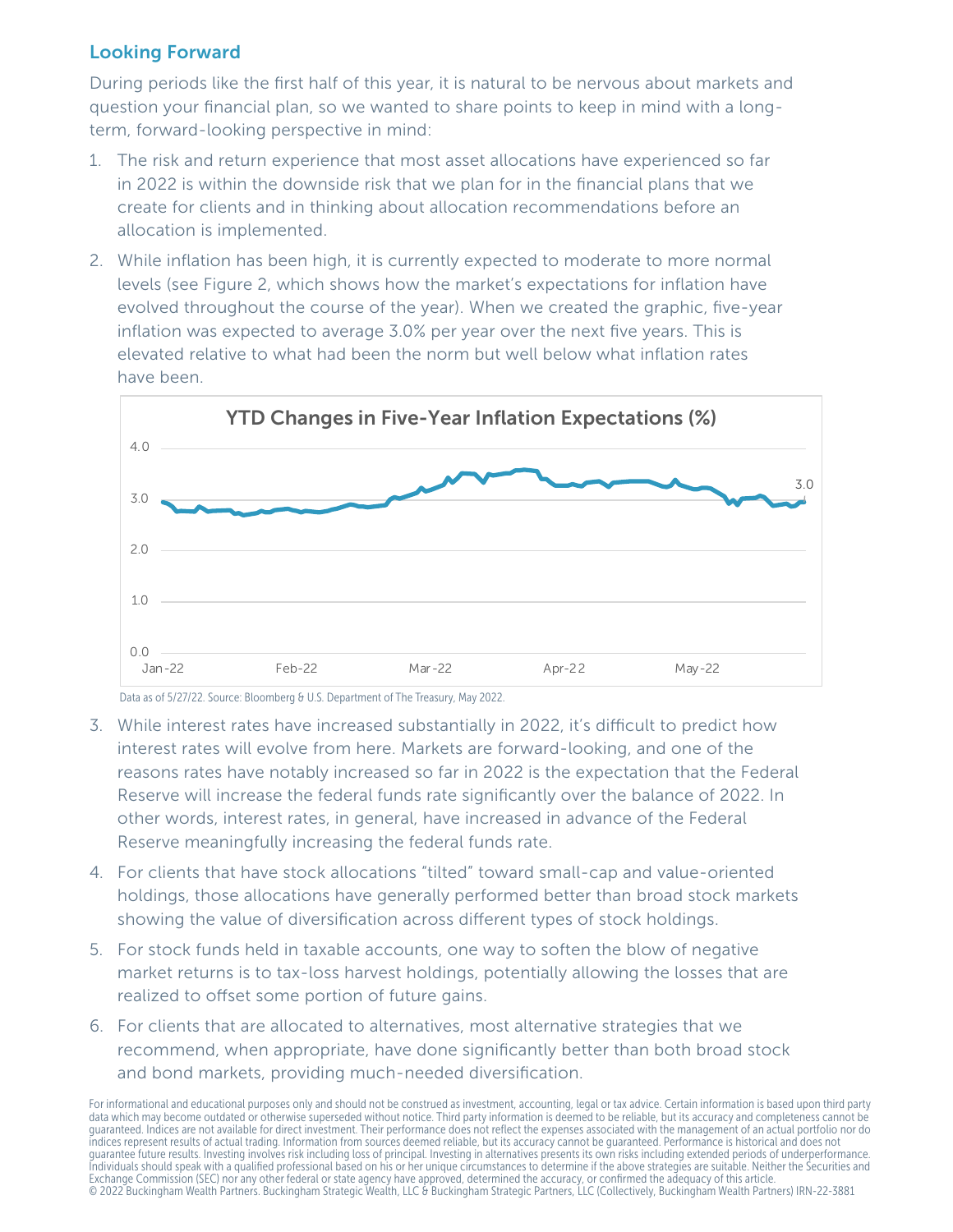## Looking Forward

During periods like the first half of this year, it is natural to be nervous about markets and question your financial plan, so we wanted to share points to keep in mind with a long-term, forward-looking perspective in mind:

1. The risk and return experience that most asset allocations have experienced so far in 2022 is within the downside risk that we plan for in the financial plans that we create for clients and in thinking about allocation recommendations before an allocation is implemented.
2. While inflation has been high, it is currently expected to moderate to more normal levels (see Figure 2, which shows how the market's expectations for inflation have evolved throughout the course of the year). When we created the graphic, five-year inflation was expected to average 3.0% per year over the next five years. This is elevated relative to what had been the norm but well below what inflation rates have been.

YTD Changes in Five-Year Inflation Expectations (%)

4.0
3.0
2.0
1.0
0.0

Jan-22
Feb-22
Mar-22
Apr-22
May-22

3.0

Data as of 5/27/22. Source: Bloomberg & U.S. Department of The Treasury, May 2022.

3. While interest rates have increased substantially in 2022, it's difficult to predict how interest rates will evolve from here. Markets are forward-looking, and one of the reasons rates have notably increased so far in 2022 is the expectation that the Federal Reserve will increase the federal funds rate significantly over the balance of 2022. In other words, interest rates, in general, have increased in advance of the Federal Reserve meaningfully increasing the federal funds rate.
4. For clients that have stock allocations "tilted" toward small-cap and value-oriented holdings, those allocations have generally performed better than broad stock markets showing the value of diversification across different types of stock holdings.
5. For stock funds held in taxable accounts, one way to soften the blow of negative market returns is to tax-loss harvest holdings, potentially allowing the losses that are realized to offset some portion of future gains.
6. For clients that are allocated to alternatives, most alternative strategies that we recommend, when appropriate, have done significantly better than both broad stock and bond markets, providing much-needed diversification.

For informational and educational purposes only and should not be construed as investment, accounting, legal or tax advice. Certain information is based upon third party data which may become outdated or otherwise superseded without notice. Third party information is deemed to be reliable, but its accuracy and completeness cannot be guaranteed. Indices are not available for direct investment. Their performance does not reflect the expenses associated with the management of an actual portfolio nor do indices represent results of actual trading. Information from sources deemed reliable, but its accuracy cannot be guaranteed. Performance is historical and does not guarantee future results. Investing involves risk including loss of principal. Investing in alternatives presents its own risks including extended periods of underperformance. Individuals should speak with a qualified professional based on his or her unique circumstances to determine if the above strategies are suitable. Neither the Securities and Exchange Commission (SEC) nor any other federal or state agency have approved, determined the accuracy, or confirmed the adequacy of this article.
© 2022 Buckingham Wealth Partners. Buckingham Strategic Wealth, LLC & Buckingham Strategic Partners, LLC (Collectively, Buckingham Wealth Partners) IRN-22-3881